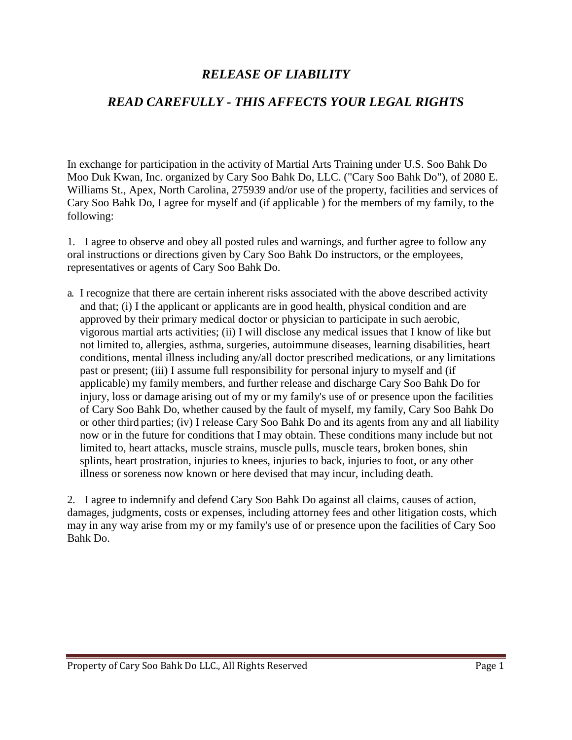# *RELEASE OF LIABILITY*

## *READ CAREFULLY - THIS AFFECTS YOUR LEGAL RIGHTS*

In exchange for participation in the activity of Martial Arts Training under U.S. Soo Bahk Do Moo Duk Kwan, Inc. organized by Cary Soo Bahk Do, LLC. ("Cary Soo Bahk Do"), of 2080 E. Williams St., Apex, North Carolina, 275939 and/or use of the property, facilities and services of Cary Soo Bahk Do, I agree for myself and (if applicable ) for the members of my family, to the following:

1. I agree to observe and obey all posted rules and warnings, and further agree to follow any oral instructions or directions given by Cary Soo Bahk Do instructors, or the employees, representatives or agents of Cary Soo Bahk Do.

a. I recognize that there are certain inherent risks associated with the above described activity and that; (i) I the applicant or applicants are in good health, physical condition and are approved by their primary medical doctor or physician to participate in such aerobic, vigorous martial arts activities; (ii) I will disclose any medical issues that I know of like but not limited to, allergies, asthma, surgeries, autoimmune diseases, learning disabilities, heart conditions, mental illness including any/all doctor prescribed medications, or any limitations past or present; (iii) I assume full responsibility for personal injury to myself and (if applicable) my family members, and further release and discharge Cary Soo Bahk Do for injury, loss or damage arising out of my or my family's use of or presence upon the facilities of Cary Soo Bahk Do, whether caused by the fault of myself, my family, Cary Soo Bahk Do or other third parties; (iv) I release Cary Soo Bahk Do and its agents from any and all liability now or in the future for conditions that I may obtain. These conditions many include but not limited to, heart attacks, muscle strains, muscle pulls, muscle tears, broken bones, shin splints, heart prostration, injuries to knees, injuries to back, injuries to foot, or any other illness or soreness now known or here devised that may incur, including death.

2. I agree to indemnify and defend Cary Soo Bahk Do against all claims, causes of action, damages, judgments, costs or expenses, including attorney fees and other litigation costs, which may in any way arise from my or my family's use of or presence upon the facilities of Cary Soo Bahk Do.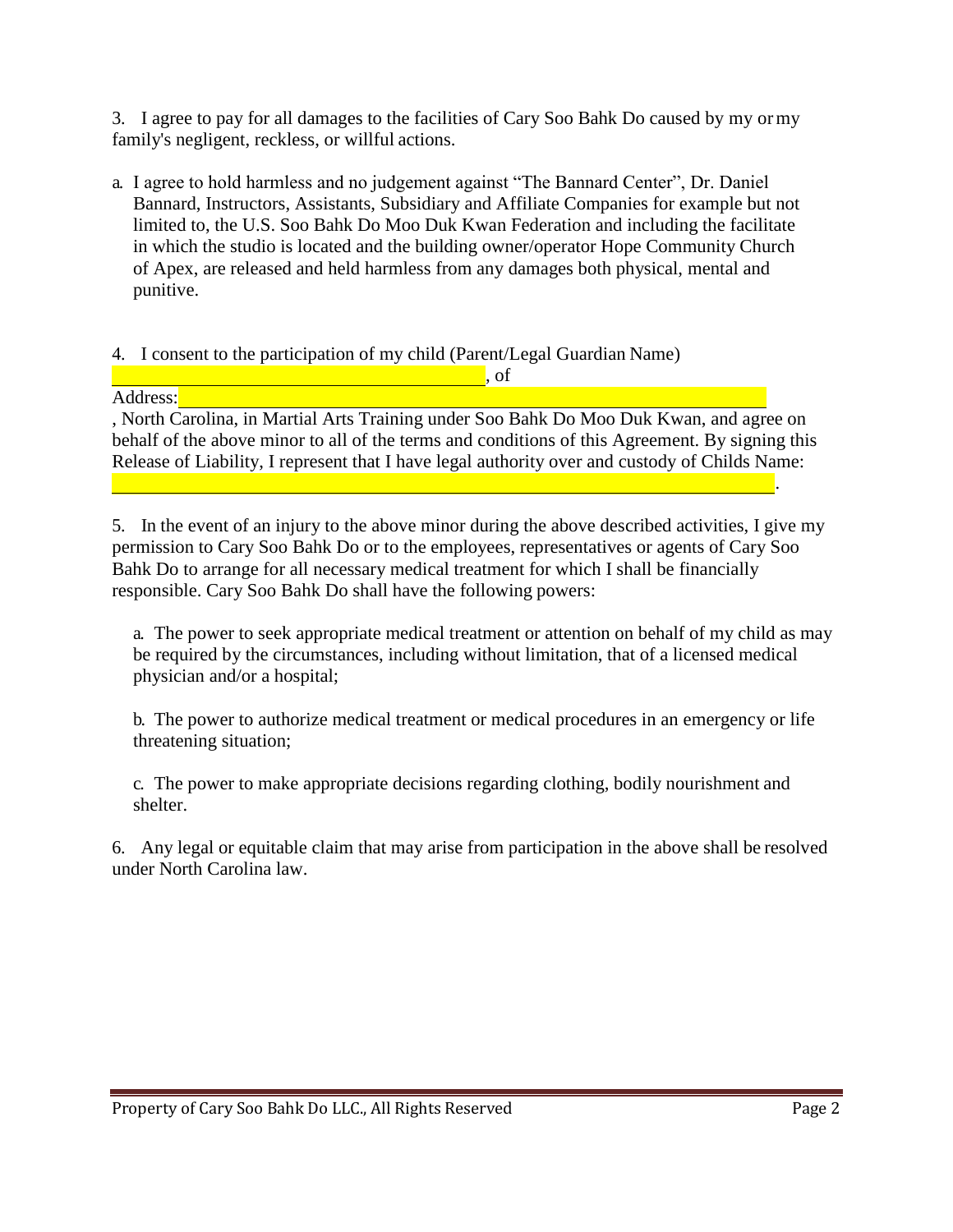3. I agree to pay for all damages to the facilities of Cary Soo Bahk Do caused by my or my family's negligent, reckless, or willful actions.

a. I agree to hold harmless and no judgement against "The Bannard Center", Dr. Daniel Bannard, Instructors, Assistants, Subsidiary and Affiliate Companies for example but not limited to, the U.S. Soo Bahk Do Moo Duk Kwan Federation and including the facilitate in which the studio is located and the building owner/operator Hope Community Church of Apex, are released and held harmless from any damages both physical, mental and punitive.

4. I consent to the participation of my child (Parent/Legal Guardian Name) ______________________________________, of

Address: ____________________________________________________________

, North Carolina, in Martial Arts Training under Soo Bahk Do Moo Duk Kwan, and agree on behalf of the above minor to all of the terms and conditions of this Agreement. By signing this Release of Liability, I represent that I have legal authority over and custody of Childs Name: ______________________________________________________________________.

5. In the event of an injury to the above minor during the above described activities, I give my permission to Cary Soo Bahk Do or to the employees, representatives or agents of Cary Soo Bahk Do to arrange for all necessary medical treatment for which I shall be financially responsible. Cary Soo Bahk Do shall have the following powers:

a. The power to seek appropriate medical treatment or attention on behalf of my child as may be required by the circumstances, including without limitation, that of a licensed medical physician and/or a hospital;

b. The power to authorize medical treatment or medical procedures in an emergency or life threatening situation;

c. The power to make appropriate decisions regarding clothing, bodily nourishment and shelter.

6. Any legal or equitable claim that may arise from participation in the above shall be resolved under North Carolina law.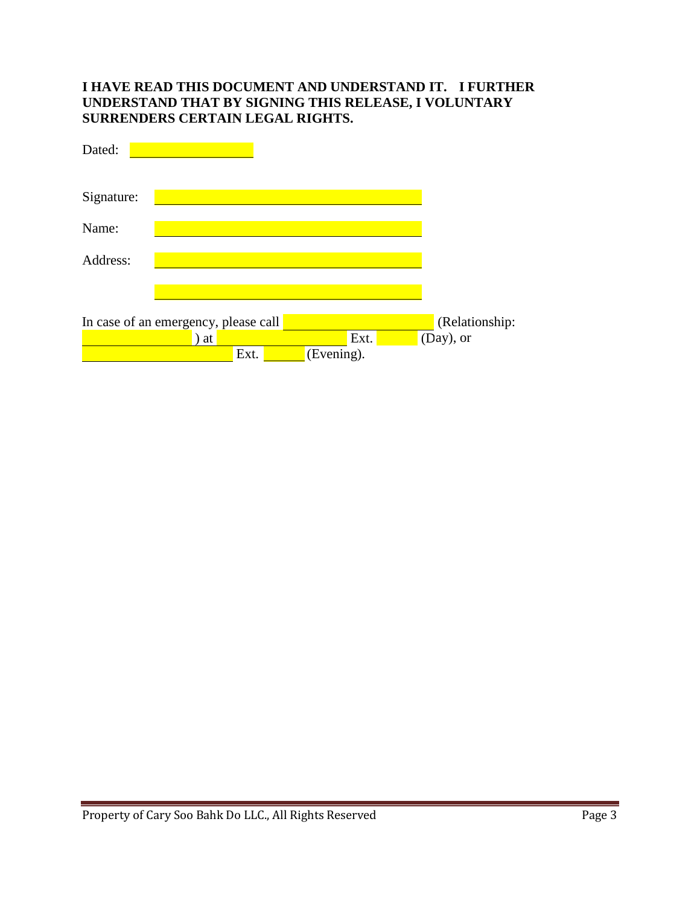**I HAVE READ THIS DOCUMENT AND UNDERSTAND IT. I FURTHER UNDERSTAND THAT BY SIGNING THIS RELEASE, I VOLUNTARY SURRENDERS CERTAIN LEGAL RIGHTS.**

Dated: ____________________

Signature: ____________________________________________

Name: ____________________________________________

Address: ____________________________________________

____________________________________________

In case of an emergency, please call ________________________ (Relationship: __________________ ) at ____________________ Ext. ______ (Day), or ________________________ Ext. ______ (Evening).